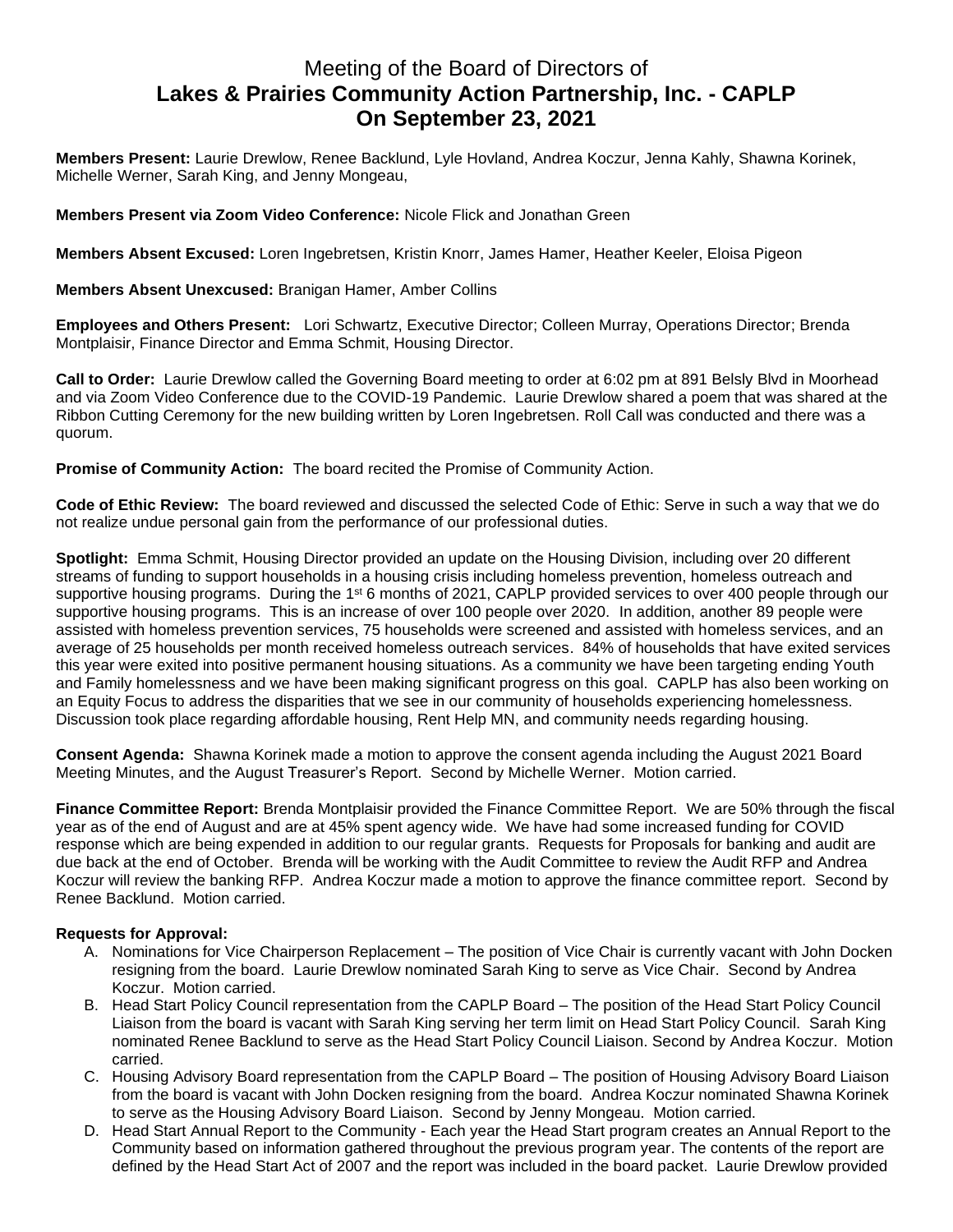# Meeting of the Board of Directors of
# **Lakes & Prairies Community Action Partnership, Inc. - CAPLP**
# **On September 23, 2021**

**Members Present:** Laurie Drewlow, Renee Backlund, Lyle Hovland, Andrea Koczur, Jenna Kahly, Shawna Korinek, Michelle Werner, Sarah King, and Jenny Mongeau,

**Members Present via Zoom Video Conference:** Nicole Flick and Jonathan Green

**Members Absent Excused:** Loren Ingebretsen, Kristin Knorr, James Hamer, Heather Keeler, Eloisa Pigeon

**Members Absent Unexcused:** Branigan Hamer, Amber Collins

**Employees and Others Present:** Lori Schwartz, Executive Director; Colleen Murray, Operations Director; Brenda Montplaisir, Finance Director and Emma Schmit, Housing Director.

**Call to Order:** Laurie Drewlow called the Governing Board meeting to order at 6:02 pm at 891 Belsly Blvd in Moorhead and via Zoom Video Conference due to the COVID-19 Pandemic. Laurie Drewlow shared a poem that was shared at the Ribbon Cutting Ceremony for the new building written by Loren Ingebretsen. Roll Call was conducted and there was a quorum.

**Promise of Community Action:** The board recited the Promise of Community Action.

**Code of Ethic Review:** The board reviewed and discussed the selected Code of Ethic: Serve in such a way that we do not realize undue personal gain from the performance of our professional duties.

**Spotlight:** Emma Schmit, Housing Director provided an update on the Housing Division, including over 20 different streams of funding to support households in a housing crisis including homeless prevention, homeless outreach and supportive housing programs. During the 1st 6 months of 2021, CAPLP provided services to over 400 people through our supportive housing programs. This is an increase of over 100 people over 2020. In addition, another 89 people were assisted with homeless prevention services, 75 households were screened and assisted with homeless services, and an average of 25 households per month received homeless outreach services. 84% of households that have exited services this year were exited into positive permanent housing situations. As a community we have been targeting ending Youth and Family homelessness and we have been making significant progress on this goal. CAPLP has also been working on an Equity Focus to address the disparities that we see in our community of households experiencing homelessness. Discussion took place regarding affordable housing, Rent Help MN, and community needs regarding housing.

**Consent Agenda:** Shawna Korinek made a motion to approve the consent agenda including the August 2021 Board Meeting Minutes, and the August Treasurer's Report. Second by Michelle Werner. Motion carried.

**Finance Committee Report:** Brenda Montplaisir provided the Finance Committee Report. We are 50% through the fiscal year as of the end of August and are at 45% spent agency wide. We have had some increased funding for COVID response which are being expended in addition to our regular grants. Requests for Proposals for banking and audit are due back at the end of October. Brenda will be working with the Audit Committee to review the Audit RFP and Andrea Koczur will review the banking RFP. Andrea Koczur made a motion to approve the finance committee report. Second by Renee Backlund. Motion carried.

**Requests for Approval:**

A. Nominations for Vice Chairperson Replacement – The position of Vice Chair is currently vacant with John Docken resigning from the board. Laurie Drewlow nominated Sarah King to serve as Vice Chair. Second by Andrea Koczur. Motion carried.

B. Head Start Policy Council representation from the CAPLP Board – The position of the Head Start Policy Council Liaison from the board is vacant with Sarah King serving her term limit on Head Start Policy Council. Sarah King nominated Renee Backlund to serve as the Head Start Policy Council Liaison. Second by Andrea Koczur. Motion carried.

C. Housing Advisory Board representation from the CAPLP Board – The position of Housing Advisory Board Liaison from the board is vacant with John Docken resigning from the board. Andrea Koczur nominated Shawna Korinek to serve as the Housing Advisory Board Liaison. Second by Jenny Mongeau. Motion carried.

D. Head Start Annual Report to the Community - Each year the Head Start program creates an Annual Report to the Community based on information gathered throughout the previous program year. The contents of the report are defined by the Head Start Act of 2007 and the report was included in the board packet. Laurie Drewlow provided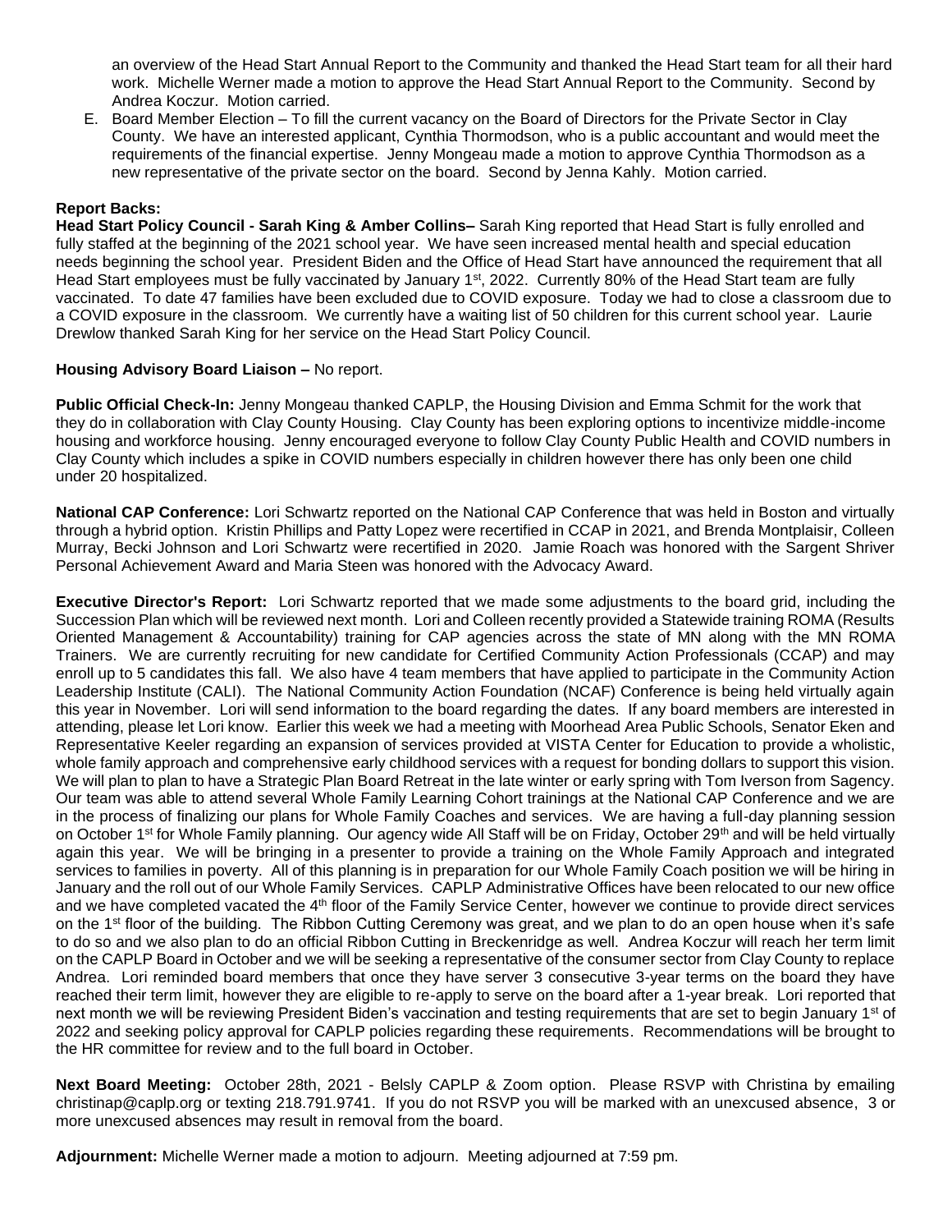an overview of the Head Start Annual Report to the Community and thanked the Head Start team for all their hard work. Michelle Werner made a motion to approve the Head Start Annual Report to the Community. Second by Andrea Koczur. Motion carried.

E. Board Member Election – To fill the current vacancy on the Board of Directors for the Private Sector in Clay County. We have an interested applicant, Cynthia Thormodson, who is a public accountant and would meet the requirements of the financial expertise. Jenny Mongeau made a motion to approve Cynthia Thormodson as a new representative of the private sector on the board. Second by Jenna Kahly. Motion carried.

**Report Backs:**

**Head Start Policy Council - Sarah King & Amber Collins–** Sarah King reported that Head Start is fully enrolled and fully staffed at the beginning of the 2021 school year. We have seen increased mental health and special education needs beginning the school year. President Biden and the Office of Head Start have announced the requirement that all Head Start employees must be fully vaccinated by January 1st, 2022. Currently 80% of the Head Start team are fully vaccinated. To date 47 families have been excluded due to COVID exposure. Today we had to close a classroom due to a COVID exposure in the classroom. We currently have a waiting list of 50 children for this current school year. Laurie Drewlow thanked Sarah King for her service on the Head Start Policy Council.

**Housing Advisory Board Liaison –** No report.

**Public Official Check-In:** Jenny Mongeau thanked CAPLP, the Housing Division and Emma Schmit for the work that they do in collaboration with Clay County Housing. Clay County has been exploring options to incentivize middle-income housing and workforce housing. Jenny encouraged everyone to follow Clay County Public Health and COVID numbers in Clay County which includes a spike in COVID numbers especially in children however there has only been one child under 20 hospitalized.

**National CAP Conference:** Lori Schwartz reported on the National CAP Conference that was held in Boston and virtually through a hybrid option. Kristin Phillips and Patty Lopez were recertified in CCAP in 2021, and Brenda Montplaisir, Colleen Murray, Becki Johnson and Lori Schwartz were recertified in 2020. Jamie Roach was honored with the Sargent Shriver Personal Achievement Award and Maria Steen was honored with the Advocacy Award.

**Executive Director's Report:** Lori Schwartz reported that we made some adjustments to the board grid, including the Succession Plan which will be reviewed next month. Lori and Colleen recently provided a Statewide training ROMA (Results Oriented Management & Accountability) training for CAP agencies across the state of MN along with the MN ROMA Trainers. We are currently recruiting for new candidate for Certified Community Action Professionals (CCAP) and may enroll up to 5 candidates this fall. We also have 4 team members that have applied to participate in the Community Action Leadership Institute (CALI). The National Community Action Foundation (NCAF) Conference is being held virtually again this year in November. Lori will send information to the board regarding the dates. If any board members are interested in attending, please let Lori know. Earlier this week we had a meeting with Moorhead Area Public Schools, Senator Eken and Representative Keeler regarding an expansion of services provided at VISTA Center for Education to provide a wholistic, whole family approach and comprehensive early childhood services with a request for bonding dollars to support this vision. We will plan to plan to have a Strategic Plan Board Retreat in the late winter or early spring with Tom Iverson from Sagency. Our team was able to attend several Whole Family Learning Cohort trainings at the National CAP Conference and we are in the process of finalizing our plans for Whole Family Coaches and services. We are having a full-day planning session on October 1st for Whole Family planning. Our agency wide All Staff will be on Friday, October 29th and will be held virtually again this year. We will be bringing in a presenter to provide a training on the Whole Family Approach and integrated services to families in poverty. All of this planning is in preparation for our Whole Family Coach position we will be hiring in January and the roll out of our Whole Family Services. CAPLP Administrative Offices have been relocated to our new office and we have completed vacated the 4th floor of the Family Service Center, however we continue to provide direct services on the 1st floor of the building. The Ribbon Cutting Ceremony was great, and we plan to do an open house when it's safe to do so and we also plan to do an official Ribbon Cutting in Breckenridge as well. Andrea Koczur will reach her term limit on the CAPLP Board in October and we will be seeking a representative of the consumer sector from Clay County to replace Andrea. Lori reminded board members that once they have server 3 consecutive 3-year terms on the board they have reached their term limit, however they are eligible to re-apply to serve on the board after a 1-year break. Lori reported that next month we will be reviewing President Biden's vaccination and testing requirements that are set to begin January 1st of 2022 and seeking policy approval for CAPLP policies regarding these requirements. Recommendations will be brought to the HR committee for review and to the full board in October.

**Next Board Meeting:** October 28th, 2021 - Belsly CAPLP & Zoom option. Please RSVP with Christina by emailing christinap@caplp.org or texting 218.791.9741. If you do not RSVP you will be marked with an unexcused absence, 3 or more unexcused absences may result in removal from the board.

**Adjournment:** Michelle Werner made a motion to adjourn. Meeting adjourned at 7:59 pm.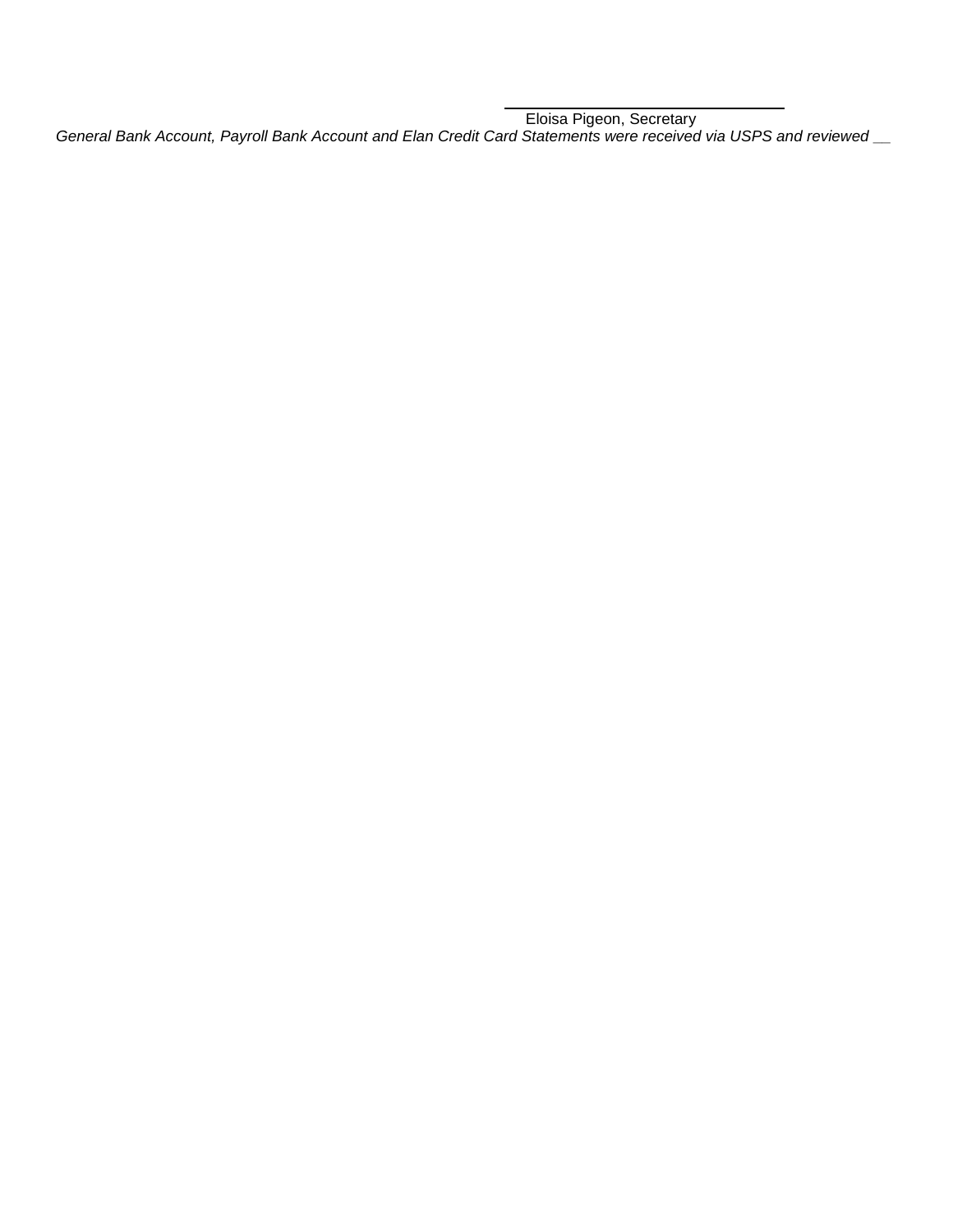\_\_\_\_\_\_\_\_\_\_\_\_\_\_\_\_\_\_\_\_\_\_\_\_\_\_\_\_\_\_

Eloisa Pigeon, Secretary

*General Bank Account, Payroll Bank Account and Elan Credit Card Statements were received via USPS and reviewed* __